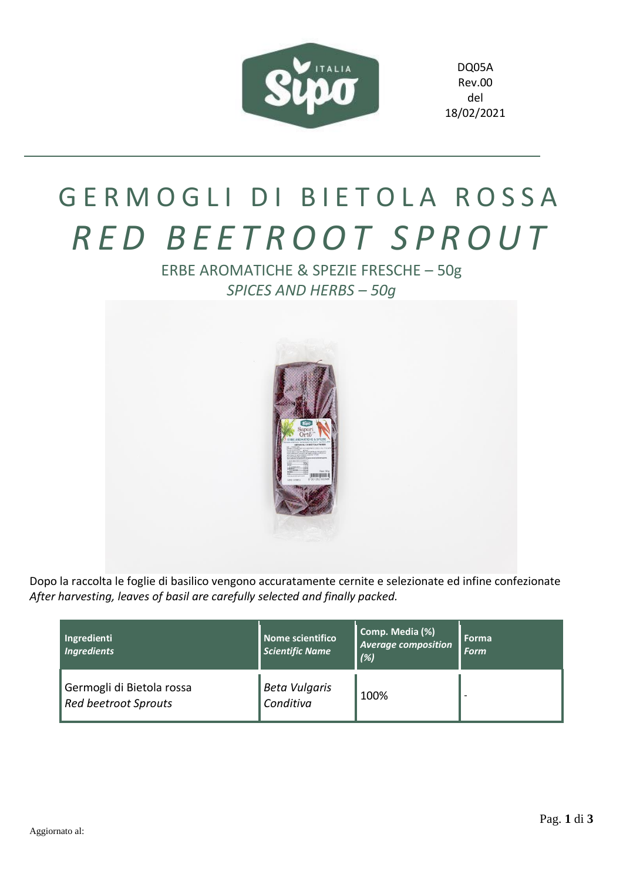DQ05A
Rev.00
del
18/02/2021

# GERMOGLI DI BIETOLA ROSSA

# *RED BEETROOT SPROUT*

ERBE AROMATICHE & SPEZIE FRESCHE – 50g

*SPICES AND HERBS – 50g*

Dopo la raccolta le foglie di basilico vengono accuratamente cernite e selezionate ed infine confezionate
*After harvesting, leaves of basil are carefully selected and finally packed.*

| Ingredienti *Ingredients* | Nome scientifico *Scientific Name* | Comp. Media (%) *Average composition (%)* | Forma *Form* |
|---|---|---|---|
| Germogli di Bietola rossa *Red beetroot Sprouts* | *Beta Vulgaris Conditiva* | 100% | - |

Aggiornato al: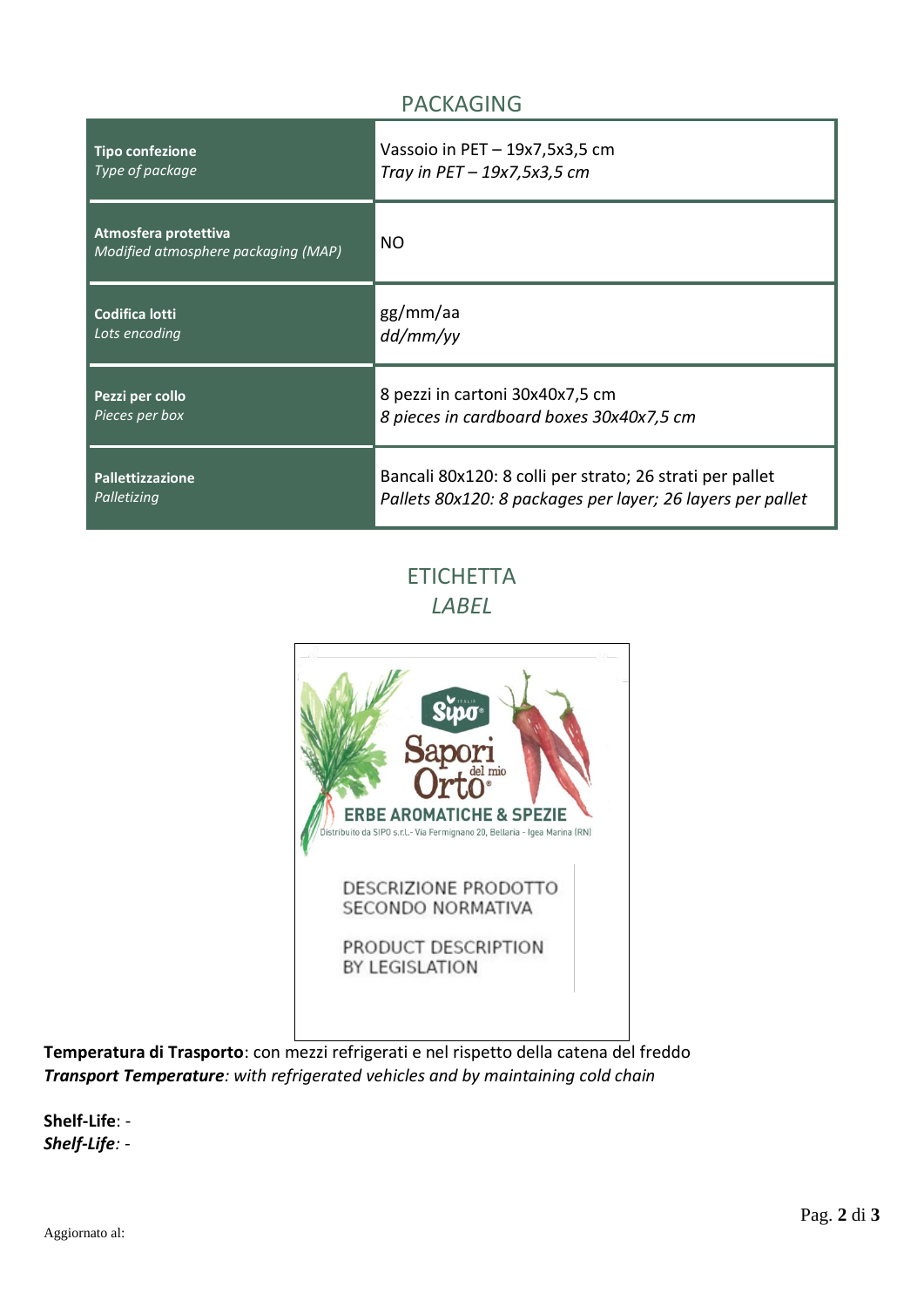## PACKAGING

| | |
|---|---|
| **Tipo confezione**<br>*Type of package* | Vassoio in PET – 19x7,5x3,5 cm<br>*Tray in PET – 19x7,5x3,5 cm* |
| **Atmosfera protettiva**<br>*Modified atmosphere packaging (MAP)* | NO |
| **Codifica lotti**<br>*Lots encoding* | gg/mm/aa<br>*dd/mm/yy* |
| **Pezzi per collo**<br>*Pieces per box* | 8 pezzi in cartoni 30x40x7,5 cm<br>*8 pieces in cardboard boxes 30x40x7,5 cm* |
| **Pallettizzazione**<br>*Palletizing* | Bancali 80x120: 8 colli per strato; 26 strati per pallet<br>*Pallets 80x120: 8 packages per layer; 26 layers per pallet* |

## ETICHETTA
## *LABEL*

Sipo
Sapori del mio Orto®
ERBE AROMATICHE & SPEZIE
Distribuito da SIPO s.r.l.- Via Fermignano 20, Bellaria - Igea Marina (RN)

DESCRIZIONE PRODOTTO SECONDO NORMATIVA

PRODUCT DESCRIPTION BY LEGISLATION

**Temperatura di Trasporto**: con mezzi refrigerati e nel rispetto della catena del freddo
***Transport Temperature****: with refrigerated vehicles and by maintaining cold chain*

**Shelf-Life**: -
***Shelf-Life****: -*

Aggiornato al: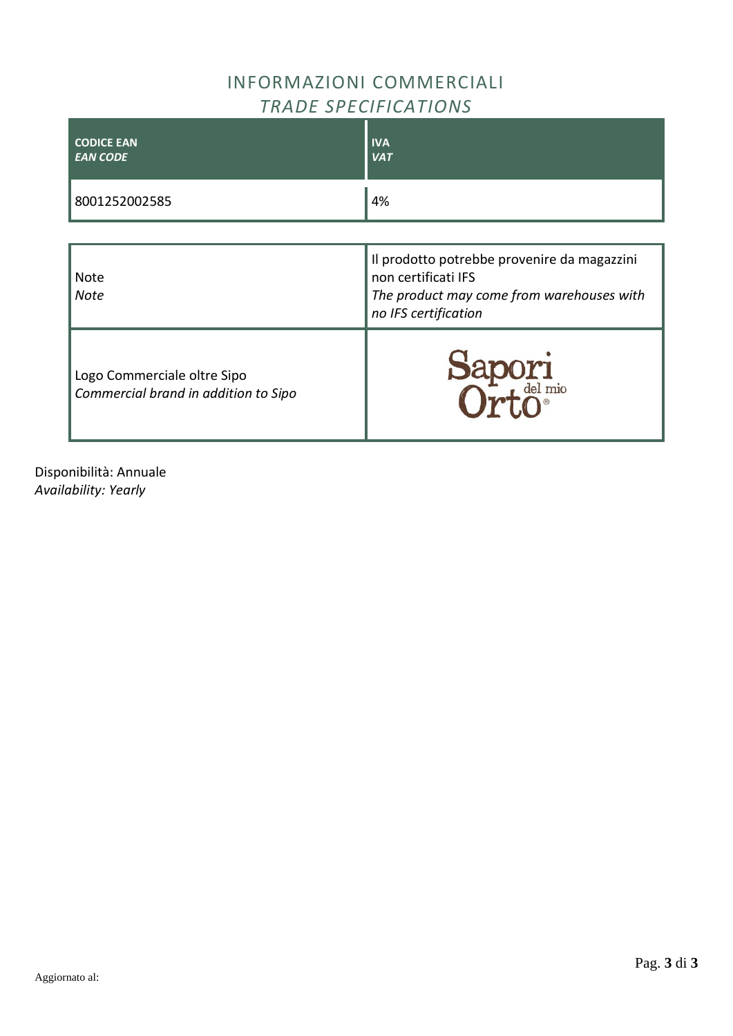# INFORMAZIONI COMMERCIALI
## *TRADE SPECIFICATIONS*

| **CODICE EAN**<br>***EAN CODE*** | **IVA**<br>***VAT*** |
|---|---|
| 8001252002585 | 4% |

| | |
|---|---|
| Note<br>*Note* | Il prodotto potrebbe provenire da magazzini non certificati IFS<br>*The product may come from warehouses with no IFS certification* |
| Logo Commerciale oltre Sipo<br>*Commercial brand in addition to Sipo* | Sapori del mio Orto® |

Disponibilità: Annuale
*Availability: Yearly*

Aggiornato al: